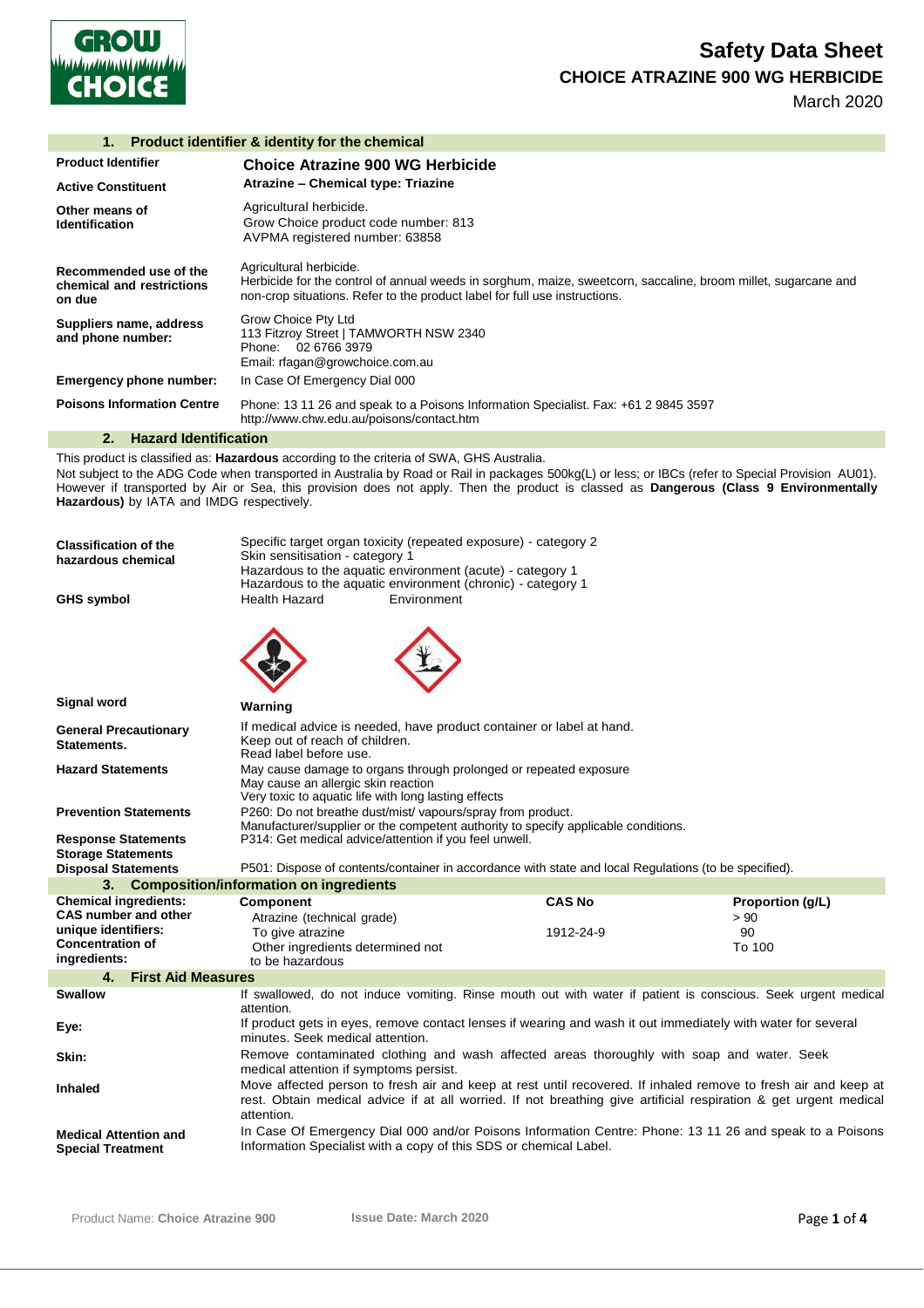# Safety Data Sheet

## CHOICE ATRAZINE 900 WG HERBICIDE

March 2020

## 1. Product identifier & identity for the chemical

| | |
|---|---|
| **Product Identifier** | **Choice Atrazine 900 WG Herbicide** |
| **Active Constituent** | **Atrazine – Chemical type: Triazine** |
| **Other means of Identification** | Agricultural herbicide.<br>Grow Choice product code number: 813<br>AVPMA registered number: 63858 |
| **Recommended use of the chemical and restrictions on due** | Agricultural herbicide.<br>Herbicide for the control of annual weeds in sorghum, maize, sweetcorn, saccaline, broom millet, sugarcane and non-crop situations. Refer to the product label for full use instructions. |
| **Suppliers name, address and phone number:** | Grow Choice Pty Ltd<br>113 Fitzroy Street \| TAMWORTH NSW 2340<br>Phone: 02 6766 3979<br>Email: rfagan@growchoice.com.au |
| **Emergency phone number:** | In Case Of Emergency Dial 000 |
| **Poisons Information Centre** | Phone: 13 11 26 and speak to a Poisons Information Specialist. Fax: +61 2 9845 3597<br>http://www.chw.edu.au/poisons/contact.htm |

## 2. Hazard Identification

This product is classified as: **Hazardous** according to the criteria of SWA, GHS Australia.

Not subject to the ADG Code when transported in Australia by Road or Rail in packages 500kg(L) or less; or IBCs (refer to Special Provision AU01). However if transported by Air or Sea, this provision does not apply. Then the product is classed as **Dangerous (Class 9 Environmentally Hazardous)** by IATA and IMDG respectively.

| | |
|---|---|
| **Classification of the hazardous chemical** | Specific target organ toxicity (repeated exposure) - category 2<br>Skin sensitisation - category 1<br>Hazardous to the aquatic environment (acute) - category 1<br>Hazardous to the aquatic environment (chronic) - category 1 |
| **GHS symbol** | Health Hazard Environment |
| **Signal word** | **Warning** |
| **General Precautionary Statements.** | If medical advice is needed, have product container or label at hand.<br>Keep out of reach of children.<br>Read label before use. |
| **Hazard Statements** | May cause damage to organs through prolonged or repeated exposure<br>May cause an allergic skin reaction<br>Very toxic to aquatic life with long lasting effects |
| **Prevention Statements** | P260: Do not breathe dust/mist/ vapours/spray from product.<br>Manufacturer/supplier or the competent authority to specify applicable conditions. |
| **Response Statements** | P314: Get medical advice/attention if you feel unwell. |
| **Storage Statements** | |
| **Disposal Statements** | P501: Dispose of contents/container in accordance with state and local Regulations (to be specified). |

## 3. Composition/information on ingredients

**Chemical ingredients: CAS number and other unique identifiers: Concentration of ingredients:**

| Component | CAS No | Proportion (g/L) |
|---|---|---|
| Atrazine (technical grade) | | > 90 |
| To give atrazine | 1912-24-9 | 90 |
| Other ingredients determined not to be hazardous | | To 100 |

## 4. First Aid Measures

| | |
|---|---|
| **Swallow** | If swallowed, do not induce vomiting. Rinse mouth out with water if patient is conscious. Seek urgent medical attention. |
| **Eye:** | If product gets in eyes, remove contact lenses if wearing and wash it out immediately with water for several minutes. Seek medical attention. |
| **Skin:** | Remove contaminated clothing and wash affected areas thoroughly with soap and water. Seek medical attention if symptoms persist. |
| **Inhaled** | Move affected person to fresh air and keep at rest until recovered. If inhaled remove to fresh air and keep at rest. Obtain medical advice if at all worried. If not breathing give artificial respiration & get urgent medical attention. |
| **Medical Attention and Special Treatment** | In Case Of Emergency Dial 000 and/or Poisons Information Centre: Phone: 13 11 26 and speak to a Poisons Information Specialist with a copy of this SDS or chemical Label. |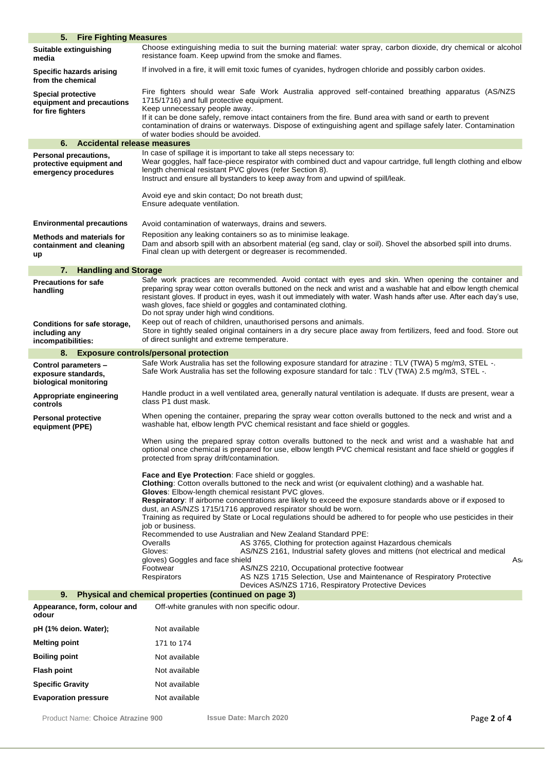## 5. Fire Fighting Measures

| | |
|---|---|
| **Suitable extinguishing media** | Choose extinguishing media to suit the burning material: water spray, carbon dioxide, dry chemical or alcohol resistance foam. Keep upwind from the smoke and flames. |
| **Specific hazards arising from the chemical** | If involved in a fire, it will emit toxic fumes of cyanides, hydrogen chloride and possibly carbon oxides. |
| **Special protective equipment and precautions for fire fighters** | Fire fighters should wear Safe Work Australia approved self-contained breathing apparatus (AS/NZS 1715/1716) and full protective equipment.<br>Keep unnecessary people away.<br>If it can be done safely, remove intact containers from the fire. Bund area with sand or earth to prevent contamination of drains or waterways. Dispose of extinguishing agent and spillage safely later. Contamination of water bodies should be avoided. |

## 6. Accidental release measures

| | |
|---|---|
| **Personal precautions, protective equipment and emergency procedures** | In case of spillage it is important to take all steps necessary to:<br>Wear goggles, half face-piece respirator with combined duct and vapour cartridge, full length clothing and elbow length chemical resistant PVC gloves (refer Section 8).<br>Instruct and ensure all bystanders to keep away from and upwind of spill/leak.<br><br>Avoid eye and skin contact; Do not breath dust;<br>Ensure adequate ventilation. |
| **Environmental precautions** | Avoid contamination of waterways, drains and sewers. |
| **Methods and materials for containment and cleaning up** | Reposition any leaking containers so as to minimise leakage.<br>Dam and absorb spill with an absorbent material (eg sand, clay or soil). Shovel the absorbed spill into drums. Final clean up with detergent or degreaser is recommended. |

## 7. Handling and Storage

| | |
|---|---|
| **Precautions for safe handling** | Safe work practices are recommended. Avoid contact with eyes and skin. When opening the container and preparing spray wear cotton overalls buttoned on the neck and wrist and a washable hat and elbow length chemical resistant gloves. If product in eyes, wash it out immediately with water. Wash hands after use. After each day's use, wash gloves, face shield or goggles and contaminated clothing.<br>Do not spray under high wind conditions. |
| **Conditions for safe storage, including any incompatibilities:** | Keep out of reach of children, unauthorised persons and animals.<br>Store in tightly sealed original containers in a dry secure place away from fertilizers, feed and food. Store out of direct sunlight and extreme temperature. |

## 8. Exposure controls/personal protection

| | |
|---|---|
| **Control parameters – exposure standards, biological monitoring** | Safe Work Australia has set the following exposure standard for atrazine : TLV (TWA) 5 mg/m3, STEL -.<br>Safe Work Australia has set the following exposure standard for talc : TLV (TWA) 2.5 mg/m3, STEL -. |
| **Appropriate engineering controls** | Handle product in a well ventilated area, generally natural ventilation is adequate. If dusts are present, wear a class P1 dust mask. |
| **Personal protective equipment (PPE)** | When opening the container, preparing the spray wear cotton overalls buttoned to the neck and wrist and a washable hat, elbow length PVC chemical resistant and face shield or goggles.<br><br>When using the prepared spray cotton overalls buttoned to the neck and wrist and a washable hat and optional once chemical is prepared for use, elbow length PVC chemical resistant and face shield or goggles if protected from spray drift/contamination.<br><br>**Face and Eye Protection**: Face shield or goggles.<br>**Clothing**: Cotton overalls buttoned to the neck and wrist (or equivalent clothing) and a washable hat.<br>**Gloves**: Elbow-length chemical resistant PVC gloves.<br>**Respiratory**: If airborne concentrations are likely to exceed the exposure standards above or if exposed to dust, an AS/NZS 1715/1716 approved respirator should be worn.<br>Training as required by State or Local regulations should be adhered to for people who use pesticides in their job or business.<br>Recommended to use Australian and New Zealand Standard PPE:<br>Overalls — AS 3765, Clothing for protection against Hazardous chemicals<br>Gloves: — AS/NZS 2161, Industrial safety gloves and mittens (not electrical and medical gloves) Goggles and face shield — As<br>Footwear — AS/NZS 2210, Occupational protective footwear<br>Respirators — AS NZS 1715 Selection, Use and Maintenance of Respiratory Protective Devices AS/NZS 1716, Respiratory Protective Devices |

## 9. Physical and chemical properties (continued on page 3)

| | |
|---|---|
| **Appearance, form, colour and odour** | Off-white granules with non specific odour. |
| **pH (1% deion. Water);** | Not available |
| **Melting point** | 171 to 174 |
| **Boiling point** | Not available |
| **Flash point** | Not available |
| **Specific Gravity** | Not available |
| **Evaporation pressure** | Not available |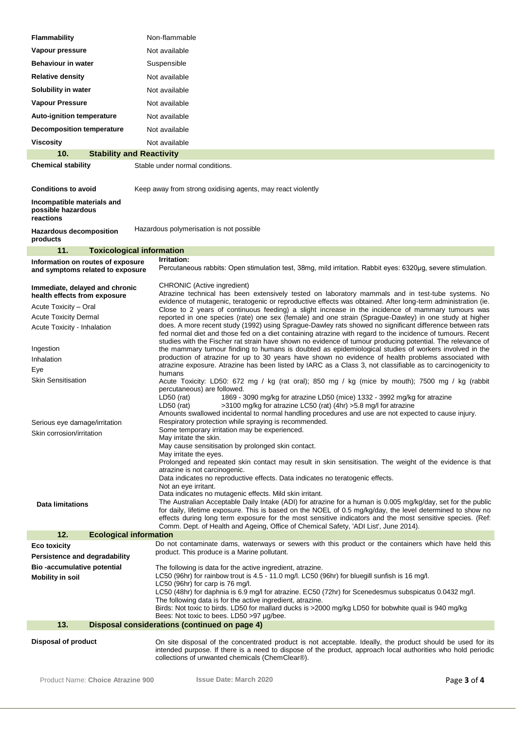| | |
|---|---|
| **Flammability** | Non-flammable |
| **Vapour pressure** | Not available |
| **Behaviour in water** | Suspensible |
| **Relative density** | Not available |
| **Solubility in water** | Not available |
| **Vapour Pressure** | Not available |
| **Auto-ignition temperature** | Not available |
| **Decomposition temperature** | Not available |
| **Viscosity** | Not available |

## 10. Stability and Reactivity

| | |
|---|---|
| **Chemical stability** | Stable under normal conditions. |
| **Conditions to avoid** | Keep away from strong oxidising agents, may react violently |
| **Incompatible materials and possible hazardous reactions** | |
| **Hazardous decomposition products** | Hazardous polymerisation is not possible |

## 11. Toxicological information

**Information on routes of exposure and symptoms related to exposure**

**Irritation:**
Percutaneous rabbits: Open stimulation test, 38mg, mild irritation. Rabbit eyes: 6320µg, severe stimulation.

**Immediate, delayed and chronic health effects from exposure**

Acute Toxicity – Oral
Acute Toxicity Dermal
Acute Toxicity - Inhalation
Ingestion
Inhalation
Eye
Skin Sensitisation
Serious eye damage/irritation
Skin corrosion/irritation

CHRONIC (Active ingredient)
Atrazine technical has been extensively tested on laboratory mammals and in test-tube systems. No evidence of mutagenic, teratogenic or reproductive effects was obtained. After long-term administration (ie. Close to 2 years of continuous feeding) a slight increase in the incidence of mammary tumours was reported in one species (rate) one sex (female) and one strain (Sprague-Dawley) in one study at higher does. A more recent study (1992) using Sprague-Dawley rats showed no significant difference between rats fed normal diet and those fed on a diet containing atrazine with regard to the incidence of tumours. Recent studies with the Fischer rat strain have shown no evidence of tumour producing potential. The relevance of the mammary tumour finding to humans is doubted as epidemiological studies of workers involved in the production of atrazine for up to 30 years have shown no evidence of health problems associated with atrazine exposure. Atrazine has been listed by IARC as a Class 3, not classifiable as to carcinogenicity to humans

Acute Toxicity: LD50: 672 mg / kg (rat oral); 850 mg / kg (mice by mouth); 7500 mg / kg (rabbit percutaneous) are followed.

LD50 (rat) 1869 - 3090 mg/kg for atrazine LD50 (mice) 1332 - 3992 mg/kg for atrazine
LD50 (rat) >3100 mg/kg for atrazine LC50 (rat) (4hr) >5.8 mg/l for atrazine

Amounts swallowed incidental to normal handling procedures and use are not expected to cause injury.
Respiratory protection while spraying is recommended.
Some temporary irritation may be experienced.
May irritate the skin.
May cause sensitisation by prolonged skin contact.
May irritate the eyes.
Prolonged and repeated skin contact may result in skin sensitisation. The weight of the evidence is that atrazine is not carcinogenic.
Data indicates no reproductive effects. Data indicates no teratogenic effects.
Not an eye irritant.
Data indicates no mutagenic effects. Mild skin irritant.

**Data limitations**

The Australian Acceptable Daily Intake (ADI) for atrazine for a human is 0.005 mg/kg/day, set for the public for daily, lifetime exposure. This is based on the NOEL of 0.5 mg/kg/day, the level determined to show no effects during long term exposure for the most sensitive indicators and the most sensitive species. (Ref: Comm. Dept. of Health and Ageing, Office of Chemical Safety, 'ADI List', June 2014).

## 12. Ecological information

**Eco toxicity**
**Persistence and degradability**
**Bio -accumulative potential**
**Mobility in soil**

Do not contaminate dams, waterways or sewers with this product or the containers which have held this product. This produce is a Marine pollutant.

The following is data for the active ingredient, atrazine.
LC50 (96hr) for rainbow trout is 4.5 - 11.0 mg/l. LC50 (96hr) for bluegill sunfish is 16 mg/l.
LC50 (96hr) for carp is 76 mg/l.
LC50 (48hr) for daphnia is 6.9 mg/l for atrazine. EC50 (72hr) for Scenedesmus subspicatus 0.0432 mg/l.
The following data is for the active ingredient, atrazine.
Birds: Not toxic to birds. LD50 for mallard ducks is >2000 mg/kg LD50 for bobwhite quail is 940 mg/kg
Bees: Not toxic to bees. LD50 >97 µg/bee.

## 13. Disposal considerations (continued on page 4)

| | |
|---|---|
| **Disposal of product** | On site disposal of the concentrated product is not acceptable. Ideally, the product should be used for its intended purpose. If there is a need to dispose of the product, approach local authorities who hold periodic collections of unwanted chemicals (ChemClear®). |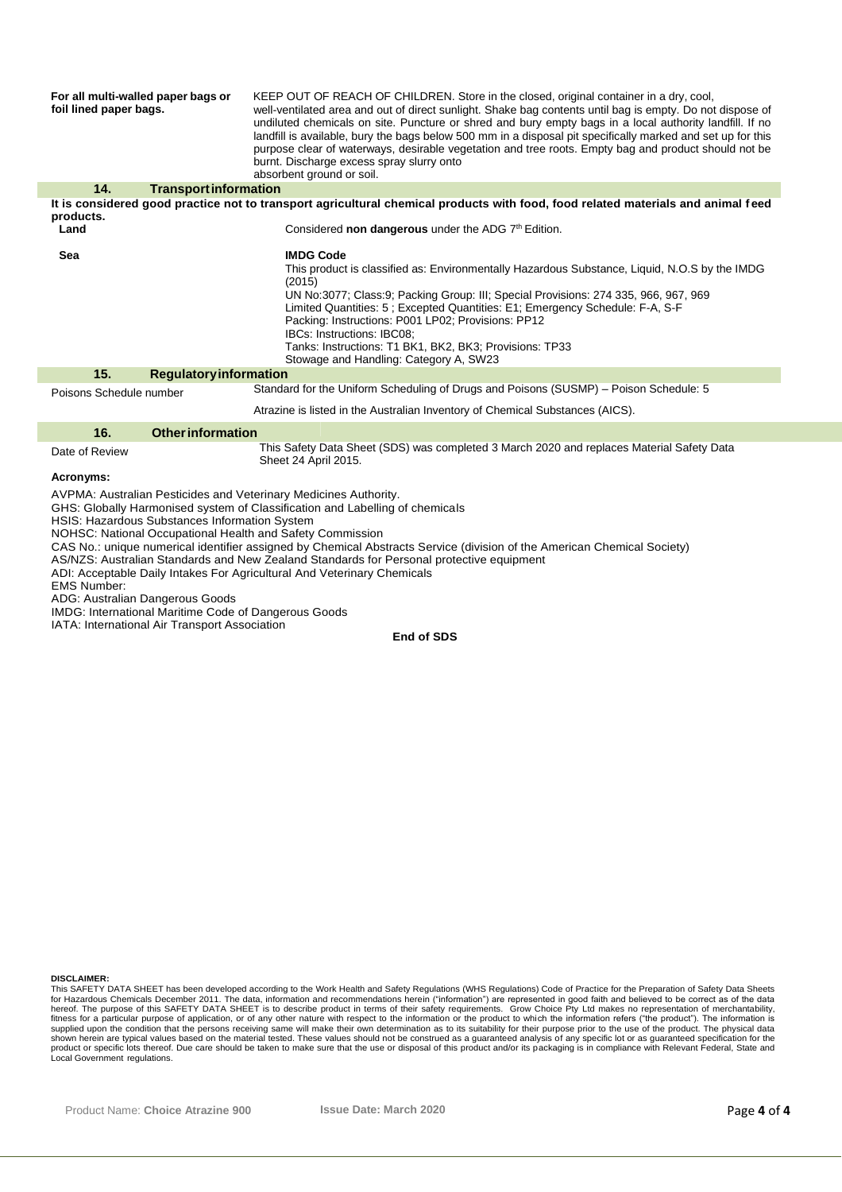| | |
|---|---|
| **For all multi-walled paper bags or foil lined paper bags.** | KEEP OUT OF REACH OF CHILDREN. Store in the closed, original container in a dry, cool, well-ventilated area and out of direct sunlight. Shake bag contents until bag is empty. Do not dispose of undiluted chemicals on site. Puncture or shred and bury empty bags in a local authority landfill. If no landfill is available, bury the bags below 500 mm in a disposal pit specifically marked and set up for this purpose clear of waterways, desirable vegetation and tree roots. Empty bag and product should not be burnt. Discharge excess spray slurry onto absorbent ground or soil. |

## 14. Transport information

**It is considered good practice not to transport agricultural chemical products with food, food related materials and animal feed products.**

| | |
|---|---|
| **Land** | Considered **non dangerous** under the ADG 7th Edition. |
| **Sea** | **IMDG Code**<br>This product is classified as: Environmentally Hazardous Substance, Liquid, N.O.S by the IMDG (2015)<br>UN No:3077; Class:9; Packing Group: III; Special Provisions: 274 335, 966, 967, 969<br>Limited Quantities: 5 ; Excepted Quantities: E1; Emergency Schedule: F-A, S-F<br>Packing: Instructions: P001 LP02; Provisions: PP12<br>IBCs: Instructions: IBC08;<br>Tanks: Instructions: T1 BK1, BK2, BK3; Provisions: TP33<br>Stowage and Handling: Category A, SW23 |

## 15. Regulatory information

| | |
|---|---|
| Poisons Schedule number | Standard for the Uniform Scheduling of Drugs and Poisons (SUSMP) – Poison Schedule: 5<br>Atrazine is listed in the Australian Inventory of Chemical Substances (AICS). |

## 16. Other information

| | |
|---|---|
| Date of Review | This Safety Data Sheet (SDS) was completed 3 March 2020 and replaces Material Safety Data Sheet 24 April 2015. |

**Acronyms:**

AVPMA: Australian Pesticides and Veterinary Medicines Authority.
GHS: Globally Harmonised system of Classification and Labelling of chemicals
HSIS: Hazardous Substances Information System
NOHSC: National Occupational Health and Safety Commission
CAS No.: unique numerical identifier assigned by Chemical Abstracts Service (division of the American Chemical Society)
AS/NZS: Australian Standards and New Zealand Standards for Personal protective equipment
ADI: Acceptable Daily Intakes For Agricultural And Veterinary Chemicals
EMS Number:
ADG: Australian Dangerous Goods
IMDG: International Maritime Code of Dangerous Goods
IATA: International Air Transport Association

**End of SDS**

**DISCLAIMER:**
This SAFETY DATA SHEET has been developed according to the Work Health and Safety Regulations (WHS Regulations) Code of Practice for the Preparation of Safety Data Sheets for Hazardous Chemicals December 2011. The data, information and recommendations herein ("information") are represented in good faith and believed to be correct as of the data hereof. The purpose of this SAFETY DATA SHEET is to describe product in terms of their safety requirements. Grow Choice Pty Ltd makes no representation of merchantability, fitness for a particular purpose of application, or of any other nature with respect to the information or the product to which the information refers ("the product"). The information is supplied upon the condition that the persons receiving same will make their own determination as to its suitability for their purpose prior to the use of the product. The physical data shown herein are typical values based on the material tested. These values should not be construed as a guaranteed analysis of any specific lot or as guaranteed specification for the product or specific lots thereof. Due care should be taken to make sure that the use or disposal of this product and/or its packaging is in compliance with Relevant Federal, State and Local Government regulations.